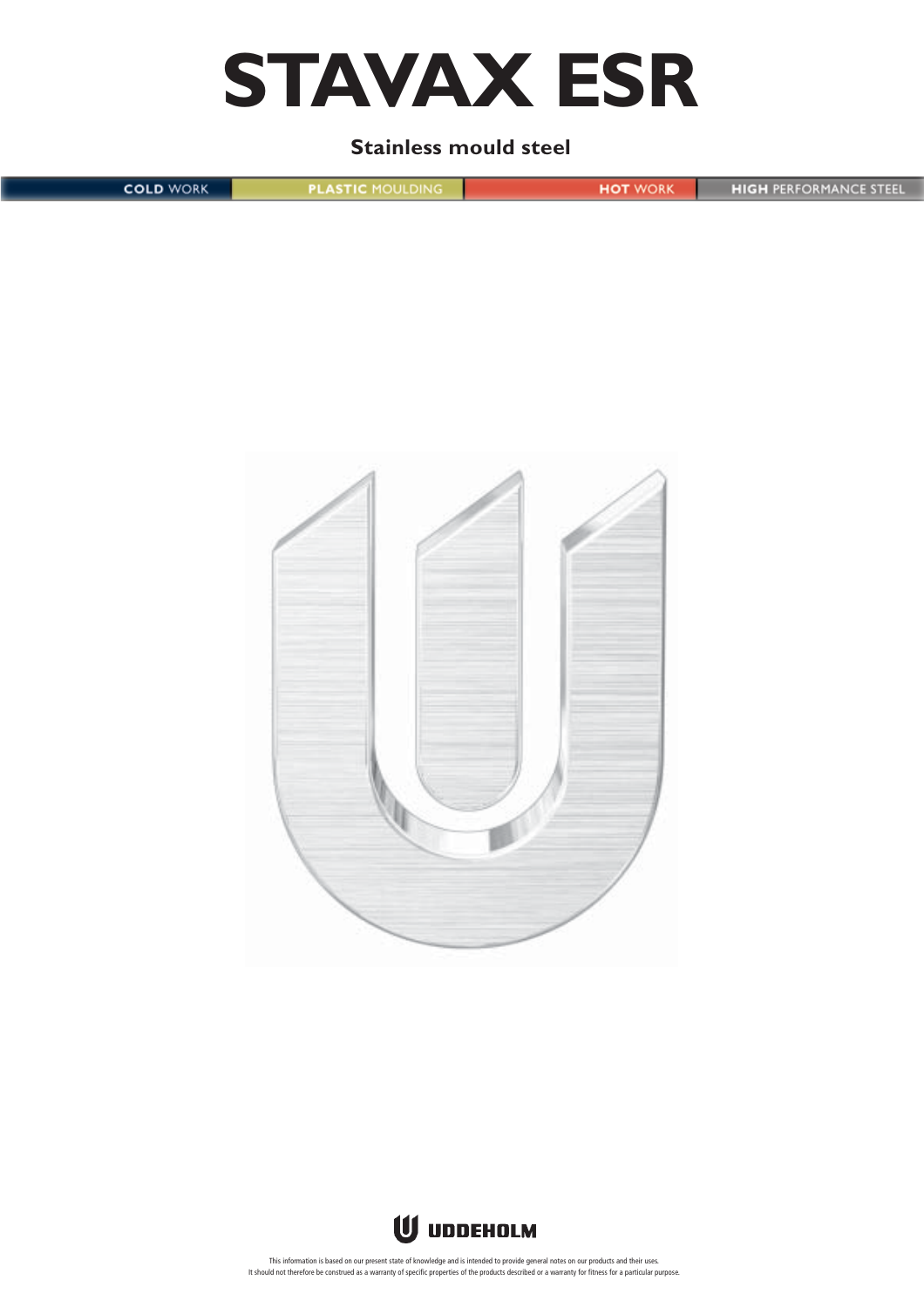# STAVAX ESR

**Stainless mould steel**

COLD WORK | PLASTIC MOULDING | HOT WORK | HIGH PERFORMANCE STEEL

UDDEHOLM

This information is based on our present state of knowledge and is intended to provide general notes on our products and their uses. It should not therefore be construed as a warranty of specific properties of the products described or a warranty for fitness for a particular purpose.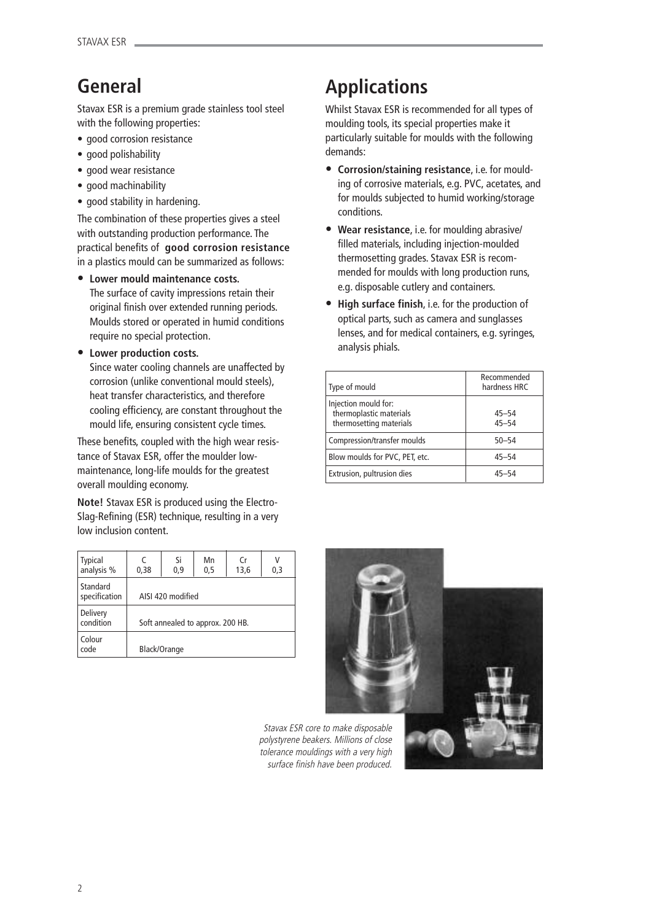## General

Stavax ESR is a premium grade stainless tool steel with the following properties:

- good corrosion resistance
- good polishability
- good wear resistance
- good machinability
- good stability in hardening.

The combination of these properties gives a steel with outstanding production performance. The practical benefits of **good corrosion resistance** in a plastics mould can be summarized as follows:

- **Lower mould maintenance costs.** The surface of cavity impressions retain their original finish over extended running periods. Moulds stored or operated in humid conditions require no special protection.
- **Lower production costs.** Since water cooling channels are unaffected by corrosion (unlike conventional mould steels), heat transfer characteristics, and therefore cooling efficiency, are constant throughout the mould life, ensuring consistent cycle times.

These benefits, coupled with the high wear resistance of Stavax ESR, offer the moulder low-maintenance, long-life moulds for the greatest overall moulding economy.

**Note!** Stavax ESR is produced using the Electro-Slag-Refining (ESR) technique, resulting in a very low inclusion content.

| Typical analysis % | C 0,38 | Si 0,9 | Mn 0,5 | Cr 13,6 | V 0,3 |
|---|---|---|---|---|---|
| Standard specification | AISI 420 modified | | | | |
| Delivery condition | Soft annealed to approx. 200 HB. | | | | |
| Colour code | Black/Orange | | | | |

## Applications

Whilst Stavax ESR is recommended for all types of moulding tools, its special properties make it particularly suitable for moulds with the following demands:

- **Corrosion/staining resistance**, i.e. for moulding of corrosive materials, e.g. PVC, acetates, and for moulds subjected to humid working/storage conditions.
- **Wear resistance**, i.e. for moulding abrasive/filled materials, including injection-moulded thermosetting grades. Stavax ESR is recommended for moulds with long production runs, e.g. disposable cutlery and containers.
- **High surface finish**, i.e. for the production of optical parts, such as camera and sunglasses lenses, and for medical containers, e.g. syringes, analysis phials.

| Type of mould | Recommended hardness HRC |
|---|---|
| Injection mould for: | |
| thermoplastic materials | 45–54 |
| thermosetting materials | 45–54 |
| Compression/transfer moulds | 50–54 |
| Blow moulds for PVC, PET, etc. | 45–54 |
| Extrusion, pultrusion dies | 45–54 |

*Stavax ESR core to make disposable polystyrene beakers. Millions of close tolerance mouldings with a very high surface finish have been produced.*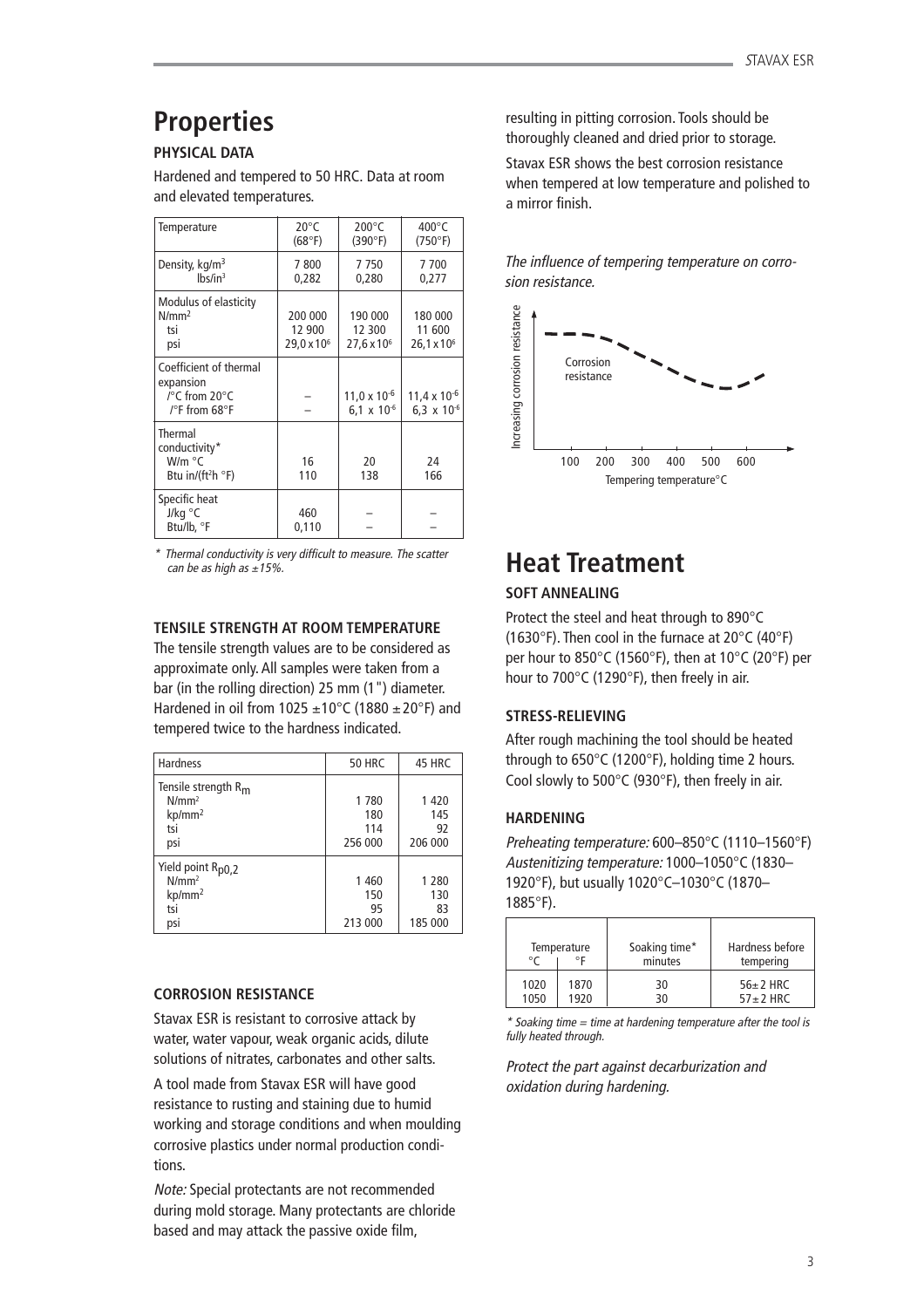# Properties

### PHYSICAL DATA

Hardened and tempered to 50 HRC. Data at room and elevated temperatures.

| Temperature | 20°C (68°F) | 200°C (390°F) | 400°C (750°F) |
|---|---|---|---|
| Density, kg/m³<br>lbs/in³ | 7 800<br>0,282 | 7 750<br>0,280 | 7 700<br>0,277 |
| Modulus of elasticity<br>N/mm²<br>tsi<br>psi | 200 000<br>12 900<br>29,0 x 10⁶ | 190 000<br>12 300<br>27,6 x 10⁶ | 180 000<br>11 600<br>26,1 x 10⁶ |
| Coefficient of thermal expansion<br>/°C from 20°C<br>/°F from 68°F | –<br>– | $11{,}0 \times 10^{-6}$<br>$6{,}1 \times 10^{-6}$ | $11{,}4 \times 10^{-6}$<br>$6{,}3 \times 10^{-6}$ |
| Thermal conductivity*<br>W/m °C<br>Btu in/(ft²h °F) | 16<br>110 | 20<br>138 | 24<br>166 |
| Specific heat<br>J/kg °C<br>Btu/lb, °F | 460<br>0,110 | –<br>– | –<br>– |

*\* Thermal conductivity is very difficult to measure. The scatter can be as high as ±15%.*

### TENSILE STRENGTH AT ROOM TEMPERATURE

The tensile strength values are to be considered as approximate only. All samples were taken from a bar (in the rolling direction) 25 mm (1") diameter. Hardened in oil from 1025 ±10°C (1880 ±20°F) and tempered twice to the hardness indicated.

| Hardness | 50 HRC | 45 HRC |
|---|---|---|
| Tensile strength $R_m$<br>N/mm²<br>kp/mm²<br>tsi<br>psi | 1 780<br>180<br>114<br>256 000 | 1 420<br>145<br>92<br>206 000 |
| Yield point $R_{p0,2}$<br>N/mm²<br>kp/mm²<br>tsi<br>psi | 1 460<br>150<br>95<br>213 000 | 1 280<br>130<br>83<br>185 000 |

### CORROSION RESISTANCE

Stavax ESR is resistant to corrosive attack by water, water vapour, weak organic acids, dilute solutions of nitrates, carbonates and other salts.

A tool made from Stavax ESR will have good resistance to rusting and staining due to humid working and storage conditions and when moulding corrosive plastics under normal production conditions.

*Note:* Special protectants are not recommended during mold storage. Many protectants are chloride based and may attack the passive oxide film, resulting in pitting corrosion. Tools should be thoroughly cleaned and dried prior to storage.

Stavax ESR shows the best corrosion resistance when tempered at low temperature and polished to a mirror finish.

*The influence of tempering temperature on corrosion resistance.*

# Heat Treatment

### SOFT ANNEALING

Protect the steel and heat through to 890°C (1630°F). Then cool in the furnace at 20°C (40°F) per hour to 850°C (1560°F), then at 10°C (20°F) per hour to 700°C (1290°F), then freely in air.

### STRESS-RELIEVING

After rough machining the tool should be heated through to 650°C (1200°F), holding time 2 hours. Cool slowly to 500°C (930°F), then freely in air.

### HARDENING

*Preheating temperature:* 600–850°C (1110–1560°F)
*Austenitizing temperature:* 1000–1050°C (1830–1920°F), but usually 1020°C–1030°C (1870–1885°F).

| Temperature °C | Temperature °F | Soaking time* minutes | Hardness before tempering |
|---|---|---|---|
| 1020 | 1870 | 30 | 56±2 HRC |
| 1050 | 1920 | 30 | 57±2 HRC |

*\* Soaking time = time at hardening temperature after the tool is fully heated through.*

*Protect the part against decarburization and oxidation during hardening.*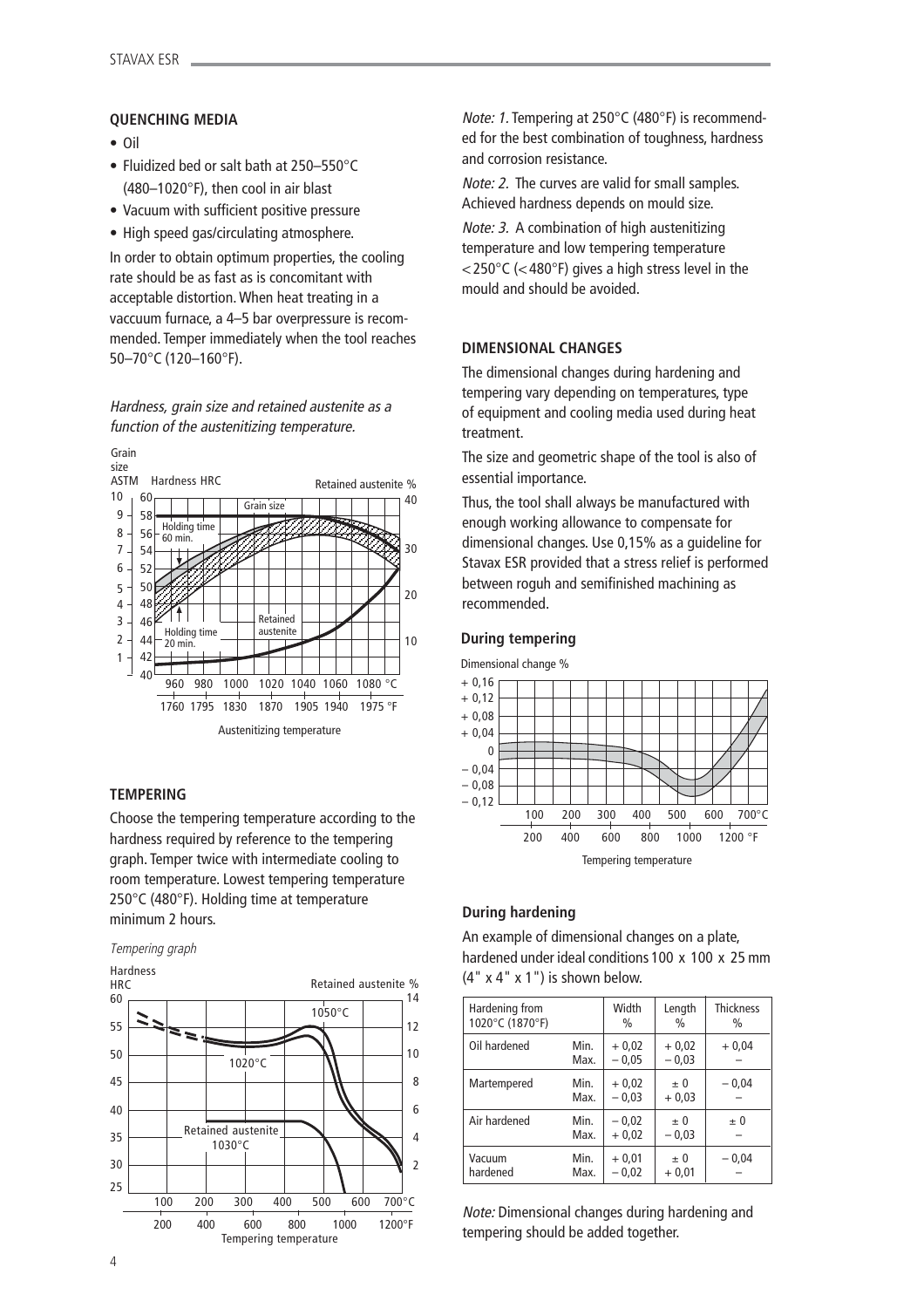### QUENCHING MEDIA

- Oil
- Fluidized bed or salt bath at 250–550°C (480–1020°F), then cool in air blast
- Vacuum with sufficient positive pressure
- High speed gas/circulating atmosphere.

In order to obtain optimum properties, the cooling rate should be as fast as is concomitant with acceptable distortion. When heat treating in a vaccuum furnace, a 4–5 bar overpressure is recommended. Temper immediately when the tool reaches 50–70°C (120–160°F).

*Hardness, grain size and retained austenite as a function of the austenitizing temperature.*

### TEMPERING

Choose the tempering temperature according to the hardness required by reference to the tempering graph. Temper twice with intermediate cooling to room temperature. Lowest tempering temperature 250°C (480°F). Holding time at temperature minimum 2 hours.

*Tempering graph*

*Note: 1.* Tempering at 250°C (480°F) is recommended for the best combination of toughness, hardness and corrosion resistance.

*Note: 2.* The curves are valid for small samples. Achieved hardness depends on mould size.

*Note: 3.* A combination of high austenitizing temperature and low tempering temperature <250°C (<480°F) gives a high stress level in the mould and should be avoided.

### DIMENSIONAL CHANGES

The dimensional changes during hardening and tempering vary depending on temperatures, type of equipment and cooling media used during heat treatment.

The size and geometric shape of the tool is also of essential importance.

Thus, the tool shall always be manufactured with enough working allowance to compensate for dimensional changes. Use 0,15% as a guideline for Stavax ESR provided that a stress relief is performed between roguh and semifinished machining as recommended.

#### During tempering

#### During hardening

An example of dimensional changes on a plate, hardened under ideal conditions 100 x 100 x 25 mm (4" x 4" x 1") is shown below.

| Hardening from 1020°C (1870°F) | | Width % | Length % | Thickness % |
|---|---|---|---|---|
| Oil hardened | Min. | + 0,02 | + 0,02 | + 0,04 |
| | Max. | – 0,05 | – 0,03 | – |
| Martempered | Min. | + 0,02 | ± 0 | – 0,04 |
| | Max. | – 0,03 | + 0,03 | – |
| Air hardened | Min. | – 0,02 | ± 0 | ± 0 |
| | Max. | + 0,02 | – 0,03 | – |
| Vacuum hardened | Min. | + 0,01 | ± 0 | – 0,04 |
| | Max. | – 0,02 | + 0,01 | – |

*Note:* Dimensional changes during hardening and tempering should be added together.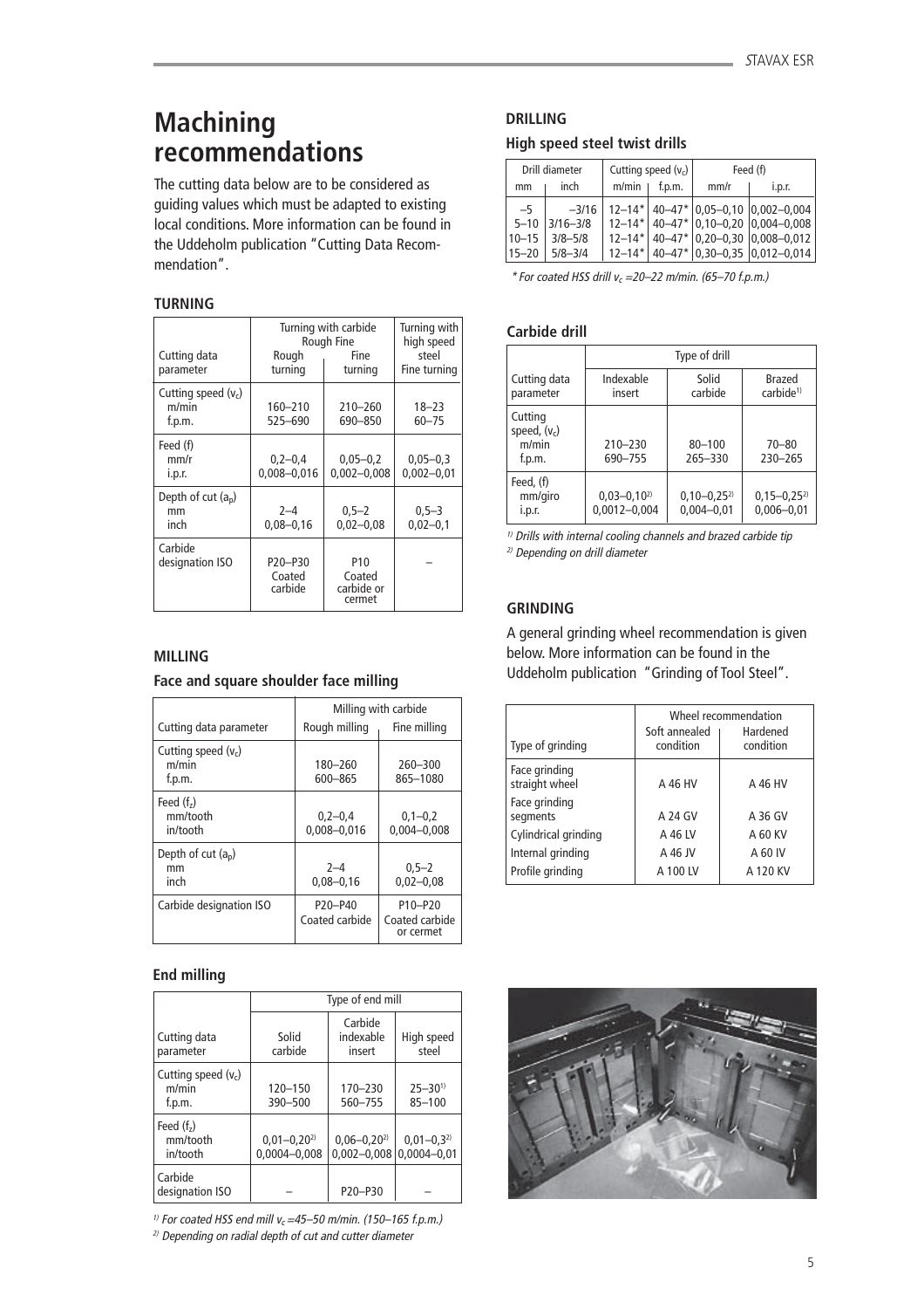# Machining recommendations

The cutting data below are to be considered as guiding values which must be adapted to existing local conditions. More information can be found in the Uddeholm publication "Cutting Data Recommendation".

### TURNING

| Cutting data parameter | Turning with carbide Rough turning | Turning with carbide Fine turning | Turning with high speed steel Fine turning |
|---|---|---|---|
| Cutting speed ($v_c$) m/min | 160–210 | 210–260 | 18–23 |
| f.p.m. | 525–690 | 690–850 | 60–75 |
| Feed (f) mm/r | 0,2–0,4 | 0,05–0,2 | 0,05–0,3 |
| i.p.r. | 0,008–0,016 | 0,002–0,008 | 0,002–0,01 |
| Depth of cut ($a_p$) mm | 2–4 | 0,5–2 | 0,5–3 |
| inch | 0,08–0,16 | 0,02–0,08 | 0,02–0,1 |
| Carbide designation ISO | P20–P30 Coated carbide | P10 Coated carbide or cermet | – |

### MILLING

#### Face and square shoulder face milling

| Cutting data parameter | Milling with carbide Rough milling | Milling with carbide Fine milling |
|---|---|---|
| Cutting speed ($v_c$) m/min | 180–260 | 260–300 |
| f.p.m. | 600–865 | 865–1080 |
| Feed ($f_z$) mm/tooth | 0,2–0,4 | 0,1–0,2 |
| in/tooth | 0,008–0,016 | 0,004–0,008 |
| Depth of cut ($a_p$) mm | 2–4 | 0,5–2 |
| inch | 0,08–0,16 | 0,02–0,08 |
| Carbide designation ISO | P20–P40 Coated carbide | P10–P20 Coated carbide or cermet |

#### End milling

| Cutting data parameter | Solid carbide | Carbide indexable insert | High speed steel |
|---|---|---|---|
| Cutting speed ($v_c$) m/min | 120–150 | 170–230 | 25–30[1] |
| f.p.m. | 390–500 | 560–755 | 85–100 |
| Feed ($f_z$) mm/tooth | 0,01–0,20[2] | 0,06–0,20[2] | 0,01–0,3[2] |
| in/tooth | 0,0004–0,008 | 0,002–0,008 | 0,0004–0,01 |
| Carbide designation ISO | – | P20–P30 | – |

*[1] For coated HSS end mill $v_c$ =45–50 m/min. (150–165 f.p.m.)*
*[2] Depending on radial depth of cut and cutter diameter*

### DRILLING

#### High speed steel twist drills

| Drill diameter mm | Drill diameter inch | Cutting speed ($v_c$) m/min | Cutting speed ($v_c$) f.p.m. | Feed (f) mm/r | Feed (f) i.p.r. |
|---|---|---|---|---|---|
| –5 | –3/16 | 12–14* | 40–47* | 0,05–0,10 | 0,002–0,004 |
| 5–10 | 3/16–3/8 | 12–14* | 40–47* | 0,10–0,20 | 0,004–0,008 |
| 10–15 | 3/8–5/8 | 12–14* | 40–47* | 0,20–0,30 | 0,008–0,012 |
| 15–20 | 5/8–3/4 | 12–14* | 40–47* | 0,30–0,35 | 0,012–0,014 |

*\* For coated HSS drill $v_c$ =20–22 m/min. (65–70 f.p.m.)*

#### Carbide drill

| Cutting data parameter | Indexable insert | Solid carbide | Brazed carbide[1] |
|---|---|---|---|
| Cutting speed, ($v_c$) m/min | 210–230 | 80–100 | 70–80 |
| f.p.m. | 690–755 | 265–330 | 230–265 |
| Feed, (f) mm/giro | 0,03–0,10[2] | 0,10–0,25[2] | 0,15–0,25[2] |
| i.p.r. | 0,0012–0,004 | 0,004–0,01 | 0,006–0,01 |

*[1] Drills with internal cooling channels and brazed carbide tip*
*[2] Depending on drill diameter*

### GRINDING

A general grinding wheel recommendation is given below. More information can be found in the Uddeholm publication "Grinding of Tool Steel".

| Type of grinding | Wheel recommendation Soft annealed condition | Wheel recommendation Hardened condition |
|---|---|---|
| Face grinding straight wheel | A 46 HV | A 46 HV |
| Face grinding segments | A 24 GV | A 36 GV |
| Cylindrical grinding | A 46 LV | A 60 KV |
| Internal grinding | A 46 JV | A 60 IV |
| Profile grinding | A 100 LV | A 120 KV |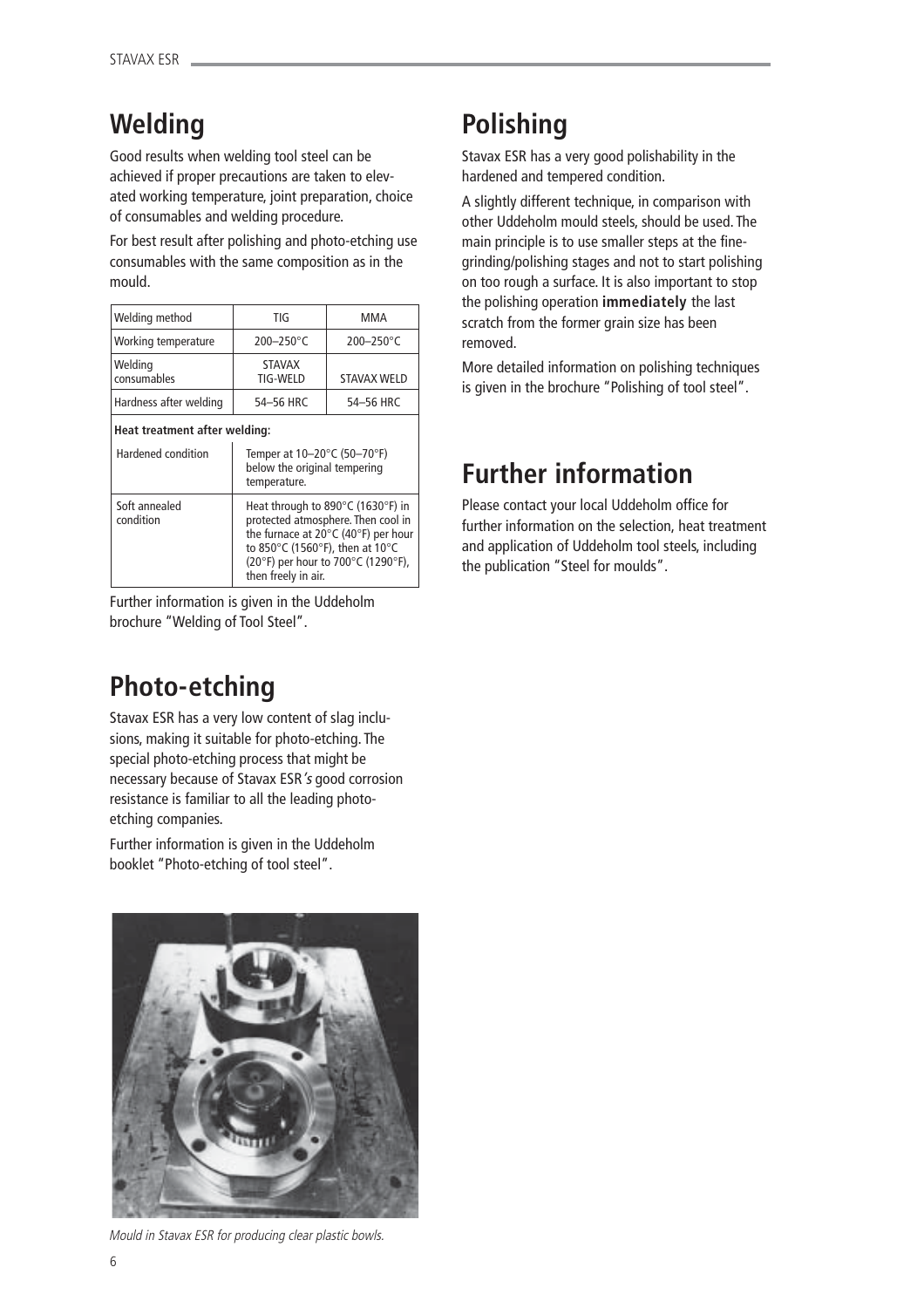## Welding

Good results when welding tool steel can be achieved if proper precautions are taken to elevated working temperature, joint preparation, choice of consumables and welding procedure.

For best result after polishing and photo-etching use consumables with the same composition as in the mould.

| Welding method | TIG | MMA |
|---|---|---|
| Working temperature | 200–250°C | 200–250°C |
| Welding consumables | STAVAX TIG-WELD | STAVAX WELD |
| Hardness after welding | 54–56 HRC | 54–56 HRC |
| **Heat treatment after welding:** | | |
| Hardened condition | Temper at 10–20°C (50–70°F) below the original tempering temperature. | |
| Soft annealed condition | Heat through to 890°C (1630°F) in protected atmosphere. Then cool in the furnace at 20°C (40°F) per hour to 850°C (1560°F), then at 10°C (20°F) per hour to 700°C (1290°F), then freely in air. | |

Further information is given in the Uddeholm brochure "Welding of Tool Steel".

## Photo-etching

Stavax ESR has a very low content of slag inclusions, making it suitable for photo-etching. The special photo-etching process that might be necessary because of Stavax ESR's good corrosion resistance is familiar to all the leading photo-etching companies.

Further information is given in the Uddeholm booklet "Photo-etching of tool steel".

*Mould in Stavax ESR for producing clear plastic bowls.*

## Polishing

Stavax ESR has a very good polishability in the hardened and tempered condition.

A slightly different technique, in comparison with other Uddeholm mould steels, should be used. The main principle is to use smaller steps at the fine-grinding/polishing stages and not to start polishing on too rough a surface. It is also important to stop the polishing operation **immediately** the last scratch from the former grain size has been removed.

More detailed information on polishing techniques is given in the brochure "Polishing of tool steel".

## Further information

Please contact your local Uddeholm office for further information on the selection, heat treatment and application of Uddeholm tool steels, including the publication "Steel for moulds".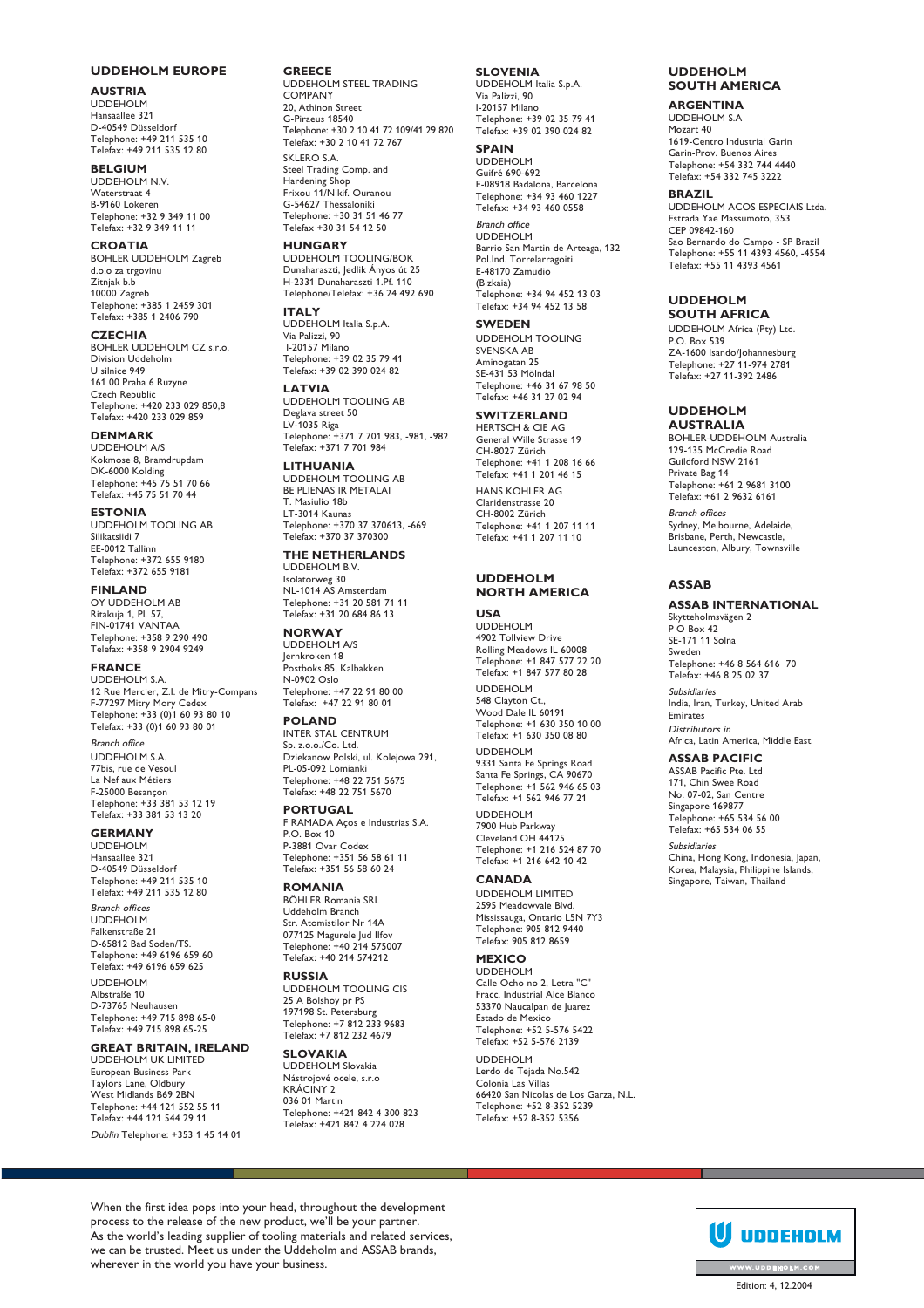## UDDEHOLM EUROPE

### AUSTRIA
UDDEHOLM
Hansaallee 321
D-40549 Düsseldorf
Telephone: +49 211 535 10
Telefax: +49 211 535 12 80

### BELGIUM
UDDEHOLM N.V.
Waterstraat 4
B-9160 Lokeren
Telephone: +32 9 349 11 00
Telefax: +32 9 349 11 11

### CROATIA
BOHLER UDDEHOLM Zagreb
d.o.o za trgovinu
Zitnjak b.b
10000 Zagreb
Telephone: +385 1 2459 301
Telefax: +385 1 2406 790

### CZECHIA
BOHLER UDDEHOLM CZ s.r.o.
Division Uddeholm
U silnice 949
161 00 Praha 6 Ruzyne
Czech Republic
Telephone: +420 233 029 850,8
Telefax: +420 233 029 859

### DENMARK
UDDEHOLM A/S
Kokmose 8, Bramdrupdam
DK-6000 Kolding
Telephone: +45 75 51 70 66
Telefax: +45 75 51 70 44

### ESTONIA
UDDEHOLM TOOLING AB
Silikatsiidi 7
EE-0012 Tallinn
Telephone: +372 655 9180
Telefax: +372 655 9181

### FINLAND
OY UDDEHOLM AB
Ritakuja 1, PL 57,
FIN-01741 VANTAA
Telephone: +358 9 290 490
Telefax: +358 9 2904 9249

### FRANCE
UDDEHOLM S.A.
12 Rue Mercier, Z.I. de Mitry-Compans
F-77297 Mitry Mory Cedex
Telephone: +33 (0)1 60 93 80 10
Telefax: +33 (0)1 60 93 80 01

*Branch office*
UDDEHOLM S.A.
77bis, rue de Vesoul
La Nef aux Métiers
F-25000 Besançon
Telephone: +33 381 53 12 19
Telefax: +33 381 53 13 20

### GERMANY
UDDEHOLM
Hansaallee 321
D-40549 Düsseldorf
Telephone: +49 211 535 10
Telefax: +49 211 535 12 80

*Branch offices*
UDDEHOLM
Falkenstraße 21
D-65812 Bad Soden/TS.
Telephone: +49 6196 659 60
Telefax: +49 6196 659 625

UDDEHOLM
Albstraße 10
D-73765 Neuhausen
Telephone: +49 715 898 65-0
Telefax: +49 715 898 65-25

### GREAT BRITAIN, IRELAND
UDDEHOLM UK LIMITED
European Business Park
Taylors Lane, Oldbury
West Midlands B69 2BN
Telephone: +44 121 552 55 11
Telefax: +44 121 544 29 11

*Dublin* Telephone: +353 1 45 14 01

### GREECE
UDDEHOLM STEEL TRADING
COMPANY
20, Athinon Street
G-Piraeus 18540
Telephone: +30 2 10 41 72 109/41 29 820
Telefax: +30 2 10 41 72 767

SKLERO S.A.
Steel Trading Comp. and
Hardening Shop
Frixou 11/Nikif. Ouranou
G-54627 Thessaloniki
Telephone: +30 31 51 46 77
Telefax +30 31 54 12 50

### HUNGARY
UDDEHOLM TOOLING/BOK
Dunaharaszti, Jedlik Ányos út 25
H-2331 Dunaharaszti 1.Pf. 110
Telephone/Telefax: +36 24 492 690

### ITALY
UDDEHOLM Italia S.p.A.
Via Palizzi, 90
I-20157 Milano
Telephone: +39 02 35 79 41
Telefax: +39 02 390 024 82

### LATVIA
UDDEHOLM TOOLING AB
Deglava street 50
LV-1035 Riga
Telephone: +371 7 701 983, -981, -982
Telefax: +371 7 701 984

### LITHUANIA
UDDEHOLM TOOLING AB
BE PLIENAS IR METALAI
T. Masiulio 18b
LT-3014 Kaunas
Telephone: +370 37 370613, -669
Telefax: +370 37 370300

### THE NETHERLANDS
UDDEHOLM B.V.
Isolatorweg 30
NL-1014 AS Amsterdam
Telephone: +31 20 581 71 11
Telefax: +31 20 684 86 13

### NORWAY
UDDEHOLM A/S
Jernkroken 18
Postboks 85, Kalbakken
N-0902 Oslo
Telephone: +47 22 91 80 00
Telefax: +47 22 91 80 01

### POLAND
INTER STAL CENTRUM
Sp. z.o.o./Co. Ltd.
Dziekanow Polski, ul. Kolejowa 291,
PL-05-092 Lomianki
Telephone: +48 22 751 5675
Telefax: +48 22 751 5670

### PORTUGAL
F RAMADA Aços e Industrias S.A.
P.O. Box 10
P-3881 Ovar Codex
Telephone: +351 56 58 61 11
Telefax: +351 56 58 60 24

### ROMANIA
BÖHLER Romania SRL
Uddeholm Branch
Str. Atomistilor Nr 14A
077125 Magurele Jud Ilfov
Telephone: +40 214 575007
Telefax: +40 214 574212

### RUSSIA
UDDEHOLM TOOLING CIS
25 A Bolshoy pr PS
197198 St. Petersburg
Telephone: +7 812 233 9683
Telefax: +7 812 232 4679

### SLOVAKIA
UDDEHOLM Slovakia
Nástrojové ocele, s.r.o
KRÁCINY 2
036 01 Martin
Telephone: +421 842 4 300 823
Telefax: +421 842 4 224 028

### SLOVENIA
UDDEHOLM Italia S.p.A.
Via Palizzi, 90
I-20157 Milano
Telephone: +39 02 35 79 41
Telefax: +39 02 390 024 82

### SPAIN
UDDEHOLM
Guifré 690-692
E-08918 Badalona, Barcelona
Telephone: +34 93 460 1227
Telefax: +34 93 460 0558

*Branch office*
UDDEHOLM
Barrio San Martin de Arteaga, 132
Pol.Ind. Torrelarragoiti
E-48170 Zamudio
(Bizkaia)
Telephone: +34 94 452 13 03
Telefax: +34 94 452 13 58

### SWEDEN
UDDEHOLM TOOLING
SVENSKA AB
Aminogatan 25
SE-431 53 Mölndal
Telephone: +46 31 67 98 50
Telefax: +46 31 27 02 94

### SWITZERLAND
HERTSCH & CIE AG
General Wille Strasse 19
CH-8027 Zürich
Telephone: +41 1 208 16 66
Telefax: +41 1 201 46 15

HANS KOHLER AG
Claridenstrasse 20
CH-8002 Zürich
Telephone: +41 1 207 11 11
Telefax: +41 1 207 11 10

## UDDEHOLM NORTH AMERICA

### USA
UDDEHOLM
4902 Tollview Drive
Rolling Meadows IL 60008
Telephone: +1 847 577 22 20
Telefax: +1 847 577 80 28

UDDEHOLM
548 Clayton Ct.,
Wood Dale IL 60191
Telephone: +1 630 350 10 00
Telefax: +1 630 350 08 80

UDDEHOLM
9331 Santa Fe Springs Road
Santa Fe Springs, CA 90670
Telephone: +1 562 946 65 03
Telefax: +1 562 946 77 21

UDDEHOLM
7900 Hub Parkway
Cleveland OH 44125
Telephone: +1 216 524 87 70
Telefax: +1 216 642 10 42

### CANADA
UDDEHOLM LIMITED
2595 Meadowvale Blvd.
Mississauga, Ontario L5N 7Y3
Telephone: 905 812 9440
Telefax: 905 812 8659

### MEXICO
UDDEHOLM
Calle Ocho no 2, Letra "C"
Fracc. Industrial Alce Blanco
53370 Naucalpan de Juarez
Estado de Mexico
Telephone: +52 5-576 5422
Telefax: +52 5-576 2139

UDDEHOLM
Lerdo de Tejada No.542
Colonia Las Villas
66420 San Nicolas de Los Garza, N.L.
Telephone: +52 8-352 5239
Telefax: +52 8-352 5356

## UDDEHOLM SOUTH AMERICA

### ARGENTINA
UDDEHOLM S.A
Mozart 40
1619-Centro Industrial Garin
Garin-Prov. Buenos Aires
Telephone: +54 332 744 4440
Telefax: +54 332 745 3222

### BRAZIL
UDDEHOLM ACOS ESPECIAIS Ltda.
Estrada Yae Massumoto, 353
CEP 09842-160
Sao Bernardo do Campo - SP Brazil
Telephone: +55 11 4393 4560, -4554
Telefax: +55 11 4393 4561

## UDDEHOLM SOUTH AFRICA
UDDEHOLM Africa (Pty) Ltd.
P.O. Box 539
ZA-1600 Isando/Johannesburg
Telephone: +27 11-974 2781
Telefax: +27 11-392 2486

## UDDEHOLM AUSTRALIA
BOHLER-UDDEHOLM Australia
129-135 McCredie Road
Guildford NSW 2161
Private Bag 14
Telephone: +61 2 9681 3100
Telefax: +61 2 9632 6161

*Branch offices*
Sydney, Melbourne, Adelaide,
Brisbane, Perth, Newcastle,
Launceston, Albury, Townsville

## ASSAB

### ASSAB INTERNATIONAL
Skytteholmsvägen 2
P O Box 42
SE-171 11 Solna
Sweden
Telephone: +46 8 564 616 70
Telefax: +46 8 25 02 37

*Subsidiaries*
India, Iran, Turkey, United Arab
Emirates

*Distributors in*
Africa, Latin America, Middle East

### ASSAB PACIFIC
ASSAB Pacific Pte. Ltd
171, Chin Swee Road
No. 07-02, San Centre
Singapore 169877
Telephone: +65 534 56 00
Telefax: +65 534 06 55

*Subsidiaries*
China, Hong Kong, Indonesia, Japan,
Korea, Malaysia, Philippine Islands,
Singapore, Taiwan, Thailand

When the first idea pops into your head, throughout the development process to the release of the new product, we'll be your partner. As the world's leading supplier of tooling materials and related services, we can be trusted. Meet us under the Uddeholm and ASSAB brands, wherever in the world you have your business.

UDDEHOLM
WWW.UDDEHOLM.COM

Edition: 4, 12.2004